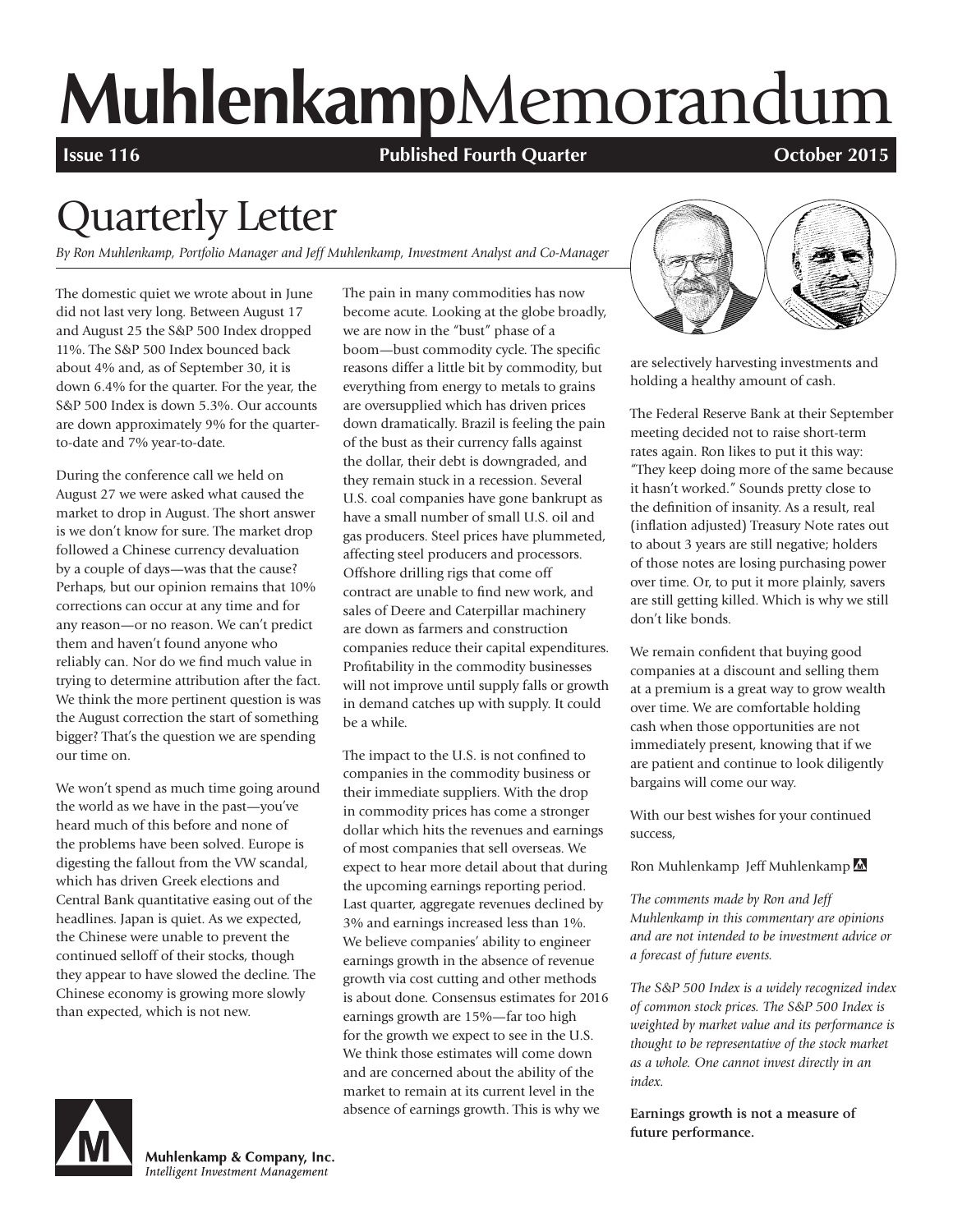# Muhlenkamp Memorandum

**Issue 116** | **Published Fourth Quarter** | **October 2015**

## Quarterly Letter

*By Ron Muhlenkamp, Portfolio Manager and Jeff Muhlenkamp, Investment Analyst and Co-Manager*

The domestic quiet we wrote about in June did not last very long. Between August 17 and August 25 the S&P 500 Index dropped 11%. The S&P 500 Index bounced back about 4% and, as of September 30, it is down 6.4% for the quarter. For the year, the S&P 500 Index is down 5.3%. Our accounts are down approximately 9% for the quarter-to-date and 7% year-to-date.

During the conference call we held on August 27 we were asked what caused the market to drop in August. The short answer is we don't know for sure. The market drop followed a Chinese currency devaluation by a couple of days—was that the cause? Perhaps, but our opinion remains that 10% corrections can occur at any time and for any reason—or no reason. We can't predict them and haven't found anyone who reliably can. Nor do we find much value in trying to determine attribution after the fact. We think the more pertinent question is was the August correction the start of something bigger? That's the question we are spending our time on.

We won't spend as much time going around the world as we have in the past—you've heard much of this before and none of the problems have been solved. Europe is digesting the fallout from the VW scandal, which has driven Greek elections and Central Bank quantitative easing out of the headlines. Japan is quiet. As we expected, the Chinese were unable to prevent the continued selloff of their stocks, though they appear to have slowed the decline. The Chinese economy is growing more slowly than expected, which is not new.

The pain in many commodities has now become acute. Looking at the globe broadly, we are now in the "bust" phase of a boom—bust commodity cycle. The specific reasons differ a little bit by commodity, but everything from energy to metals to grains are oversupplied which has driven prices down dramatically. Brazil is feeling the pain of the bust as their currency falls against the dollar, their debt is downgraded, and they remain stuck in a recession. Several U.S. coal companies have gone bankrupt as have a small number of small U.S. oil and gas producers. Steel prices have plummeted, affecting steel producers and processors. Offshore drilling rigs that come off contract are unable to find new work, and sales of Deere and Caterpillar machinery are down as farmers and construction companies reduce their capital expenditures. Profitability in the commodity businesses will not improve until supply falls or growth in demand catches up with supply. It could be a while.

The impact to the U.S. is not confined to companies in the commodity business or their immediate suppliers. With the drop in commodity prices has come a stronger dollar which hits the revenues and earnings of most companies that sell overseas. We expect to hear more detail about that during the upcoming earnings reporting period. Last quarter, aggregate revenues declined by 3% and earnings increased less than 1%. We believe companies' ability to engineer earnings growth in the absence of revenue growth via cost cutting and other methods is about done. Consensus estimates for 2016 earnings growth are 15%—far too high for the growth we expect to see in the U.S. We think those estimates will come down and are concerned about the ability of the market to remain at its current level in the absence of earnings growth. This is why we are selectively harvesting investments and holding a healthy amount of cash.

The Federal Reserve Bank at their September meeting decided not to raise short-term rates again. Ron likes to put it this way: "They keep doing more of the same because it hasn't worked." Sounds pretty close to the definition of insanity. As a result, real (inflation adjusted) Treasury Note rates out to about 3 years are still negative; holders of those notes are losing purchasing power over time. Or, to put it more plainly, savers are still getting killed. Which is why we still don't like bonds.

We remain confident that buying good companies at a discount and selling them at a premium is a great way to grow wealth over time. We are comfortable holding cash when those opportunities are not immediately present, knowing that if we are patient and continue to look diligently bargains will come our way.

With our best wishes for your continued success,

Ron Muhlenkamp Jeff Muhlenkamp

*The comments made by Ron and Jeff Muhlenkamp in this commentary are opinions and are not intended to be investment advice or a forecast of future events.*

*The S&P 500 Index is a widely recognized index of common stock prices. The S&P 500 Index is weighted by market value and its performance is thought to be representative of the stock market as a whole. One cannot invest directly in an index.*

**Earnings growth is not a measure of future performance.**

Muhlenkamp & Company, Inc.
*Intelligent Investment Management*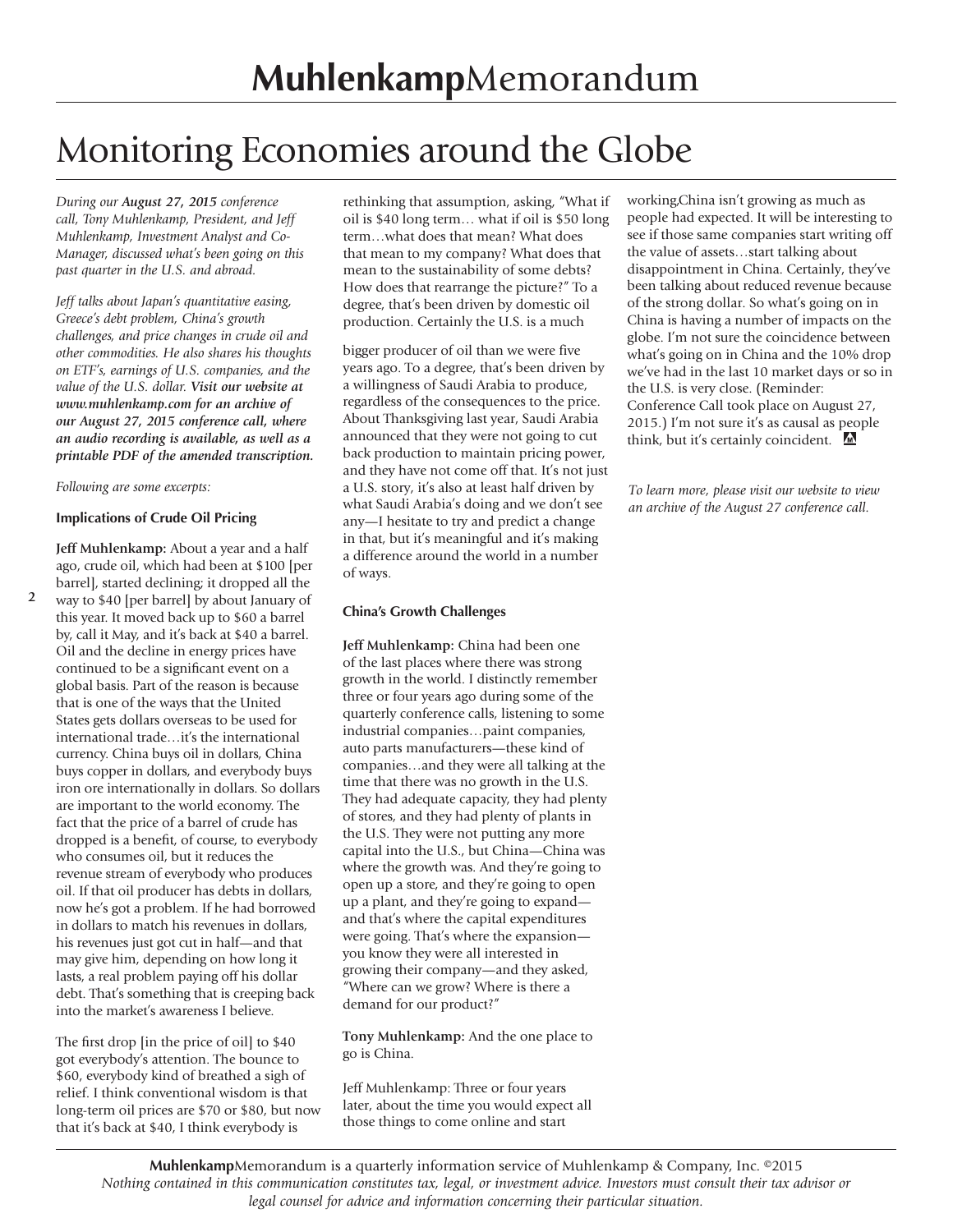# Monitoring Economies around the Globe

*During our **August 27, 2015** conference call, Tony Muhlenkamp, President, and Jeff Muhlenkamp, Investment Analyst and Co-Manager, discussed what's been going on this past quarter in the U.S. and abroad.*

*Jeff talks about Japan's quantitative easing, Greece's debt problem, China's growth challenges, and price changes in crude oil and other commodities. He also shares his thoughts on ETF's, earnings of U.S. companies, and the value of the U.S. dollar. **Visit our website at www.muhlenkamp.com for an archive of our August 27, 2015 conference call, where an audio recording is available, as well as a printable PDF of the amended transcription.***

*Following are some excerpts:*

### Implications of Crude Oil Pricing

**Jeff Muhlenkamp:** About a year and a half ago, crude oil, which had been at $100 [per barrel], started declining; it dropped all the way to $40 [per barrel] by about January of this year. It moved back up to $60 a barrel by, call it May, and it's back at $40 a barrel. Oil and the decline in energy prices have continued to be a significant event on a global basis. Part of the reason is because that is one of the ways that the United States gets dollars overseas to be used for international trade…it's the international currency. China buys oil in dollars, China buys copper in dollars, and everybody buys iron ore internationally in dollars. So dollars are important to the world economy. The fact that the price of a barrel of crude has dropped is a benefit, of course, to everybody who consumes oil, but it reduces the revenue stream of everybody who produces oil. If that oil producer has debts in dollars, now he's got a problem. If he had borrowed in dollars to match his revenues in dollars, his revenues just got cut in half—and that may give him, depending on how long it lasts, a real problem paying off his dollar debt. That's something that is creeping back into the market's awareness I believe.

The first drop [in the price of oil] to $40 got everybody's attention. The bounce to $60, everybody kind of breathed a sigh of relief. I think conventional wisdom is that long-term oil prices are $70 or $80, but now that it's back at $40, I think everybody is rethinking that assumption, asking, "What if oil is $40 long term… what if oil is $50 long term…what does that mean? What does that mean to my company? What does that mean to the sustainability of some debts? How does that rearrange the picture?" To a degree, that's been driven by domestic oil production. Certainly the U.S. is a much bigger producer of oil than we were five years ago. To a degree, that's been driven by a willingness of Saudi Arabia to produce, regardless of the consequences to the price. About Thanksgiving last year, Saudi Arabia announced that they were not going to cut back production to maintain pricing power, and they have not come off that. It's not just a U.S. story, it's also at least half driven by what Saudi Arabia's doing and we don't see any—I hesitate to try and predict a change in that, but it's meaningful and it's making a difference around the world in a number of ways.

### China's Growth Challenges

**Jeff Muhlenkamp:** China had been one of the last places where there was strong growth in the world. I distinctly remember three or four years ago during some of the quarterly conference calls, listening to some industrial companies…paint companies, auto parts manufacturers—these kind of companies…and they were all talking at the time that there was no growth in the U.S. They had adequate capacity, they had plenty of stores, and they had plenty of plants in the U.S. They were not putting any more capital into the U.S., but China—China was where the growth was. And they're going to open up a store, and they're going to open up a plant, and they're going to expand—and that's where the capital expenditures were going. That's where the expansion—you know they were all interested in growing their company—and they asked, "Where can we grow? Where is there a demand for our product?"

**Tony Muhlenkamp:** And the one place to go is China.

Jeff Muhlenkamp: Three or four years later, about the time you would expect all those things to come online and start working,China isn't growing as much as people had expected. It will be interesting to see if those same companies start writing off the value of assets…start talking about disappointment in China. Certainly, they've been talking about reduced revenue because of the strong dollar. So what's going on in China is having a number of impacts on the globe. I'm not sure the coincidence between what's going on in China and the 10% drop we've had in the last 10 market days or so in the U.S. is very close. (Reminder: Conference Call took place on August 27, 2015.) I'm not sure it's as causal as people think, but it's certainly coincident.

*To learn more, please visit our website to view an archive of the August 27 conference call.*

**Muhlenkamp**Memorandum is a quarterly information service of Muhlenkamp & Company, Inc. ©2015
*Nothing contained in this communication constitutes tax, legal, or investment advice. Investors must consult their tax advisor or legal counsel for advice and information concerning their particular situation.*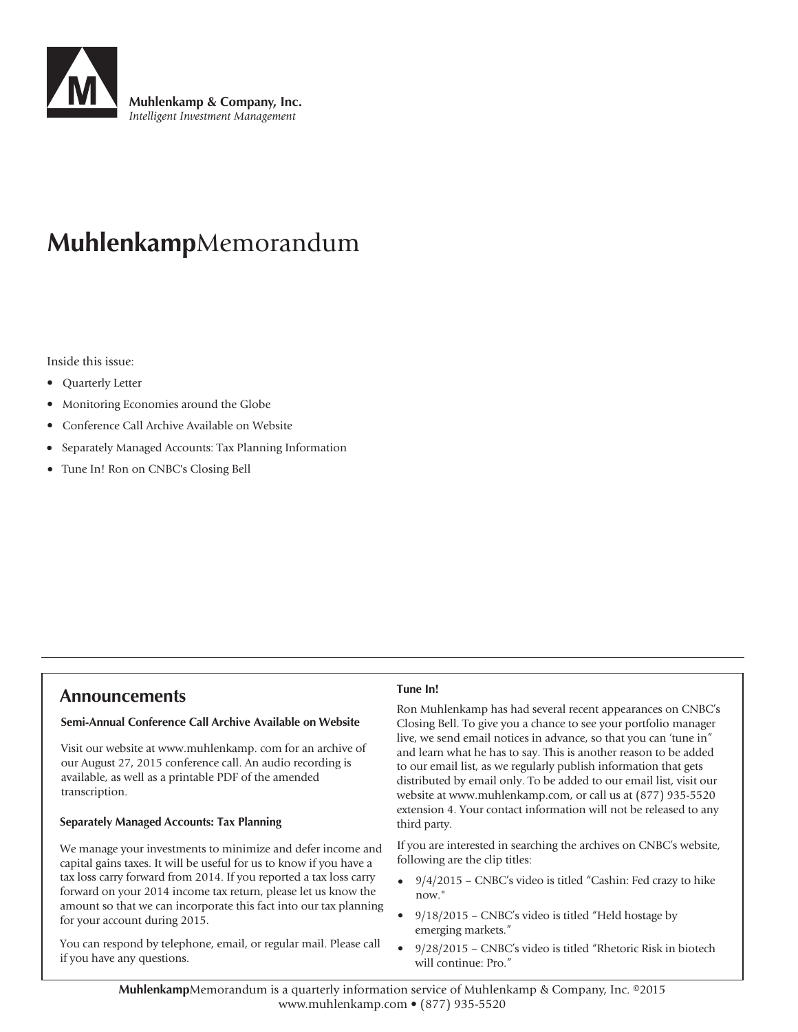**Muhlenkamp & Company, Inc.**
*Intelligent Investment Management*

# **Muhlenkamp**Memorandum

Inside this issue:

- Quarterly Letter
- Monitoring Economies around the Globe
- Conference Call Archive Available on Website
- Separately Managed Accounts: Tax Planning Information
- Tune In! Ron on CNBC's Closing Bell

## Announcements

**Semi-Annual Conference Call Archive Available on Website**

Visit our website at www.muhlenkamp. com for an archive of our August 27, 2015 conference call. An audio recording is available, as well as a printable PDF of the amended transcription.

**Separately Managed Accounts: Tax Planning**

We manage your investments to minimize and defer income and capital gains taxes. It will be useful for us to know if you have a tax loss carry forward from 2014. If you reported a tax loss carry forward on your 2014 income tax return, please let us know the amount so that we can incorporate this fact into our tax planning for your account during 2015.

You can respond by telephone, email, or regular mail. Please call if you have any questions.

**Tune In!**

Ron Muhlenkamp has had several recent appearances on CNBC's Closing Bell. To give you a chance to see your portfolio manager live, we send email notices in advance, so that you can 'tune in" and learn what he has to say. This is another reason to be added to our email list, as we regularly publish information that gets distributed by email only. To be added to our email list, visit our website at www.muhlenkamp.com, or call us at (877) 935-5520 extension 4. Your contact information will not be released to any third party.

If you are interested in searching the archives on CNBC's website, following are the clip titles:

- 9/4/2015 – CNBC's video is titled "Cashin: Fed crazy to hike now."
- 9/18/2015 – CNBC's video is titled "Held hostage by emerging markets."
- 9/28/2015 – CNBC's video is titled "Rhetoric Risk in biotech will continue: Pro."

**Muhlenkamp**Memorandum is a quarterly information service of Muhlenkamp & Company, Inc. ©2015
www.muhlenkamp.com • (877) 935-5520